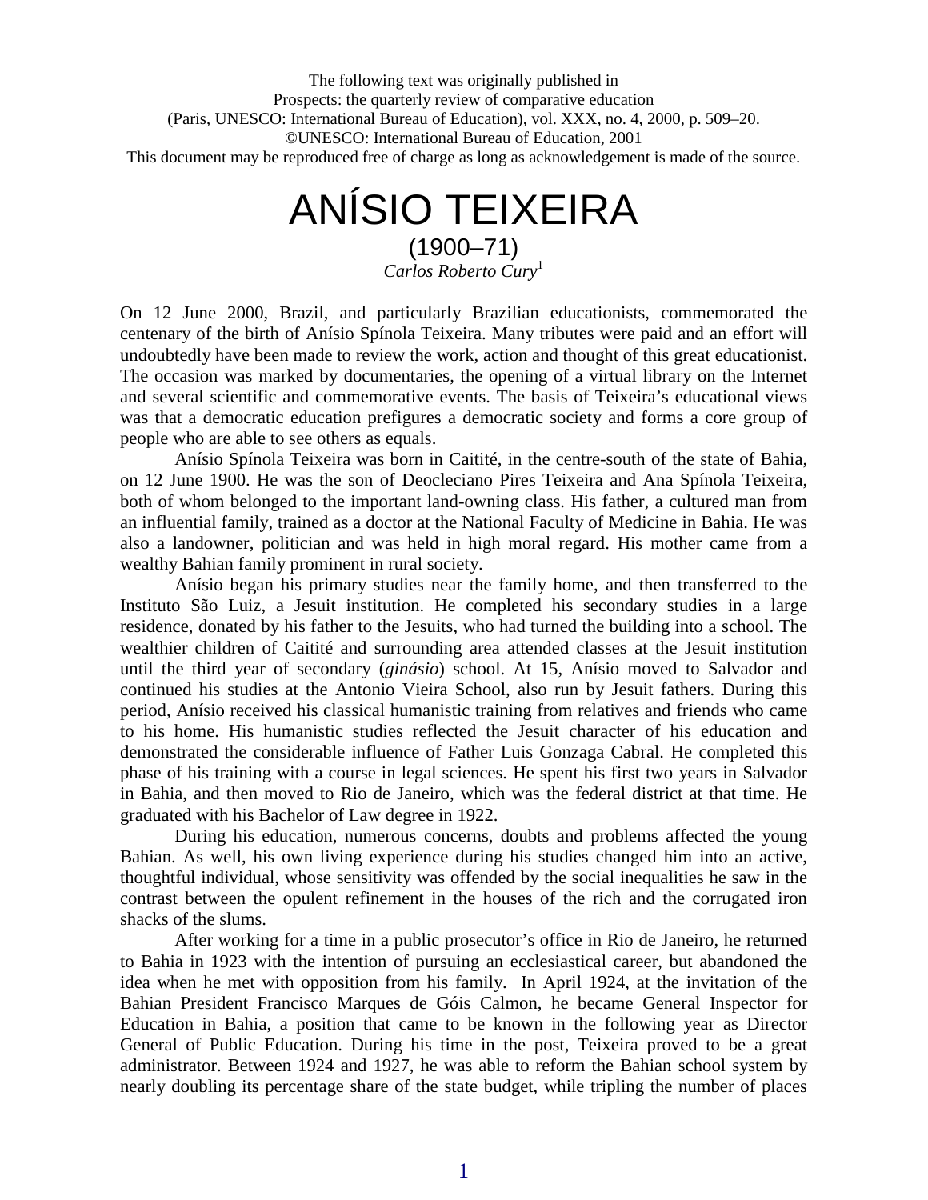The following text was originally published in
Prospects: the quarterly review of comparative education
(Paris, UNESCO: International Bureau of Education), vol. XXX, no. 4, 2000, p. 509–20.
©UNESCO: International Bureau of Education, 2001
This document may be reproduced free of charge as long as acknowledgement is made of the source.

# ANÍSIO TEIXEIRA

## (1900–71)

*Carlos Roberto Cury*[1]

On 12 June 2000, Brazil, and particularly Brazilian educationists, commemorated the centenary of the birth of Anísio Spínola Teixeira. Many tributes were paid and an effort will undoubtedly have been made to review the work, action and thought of this great educationist. The occasion was marked by documentaries, the opening of a virtual library on the Internet and several scientific and commemorative events. The basis of Teixeira's educational views was that a democratic education prefigures a democratic society and forms a core group of people who are able to see others as equals.

Anísio Spínola Teixeira was born in Caitité, in the centre-south of the state of Bahia, on 12 June 1900. He was the son of Deocleciano Pires Teixeira and Ana Spínola Teixeira, both of whom belonged to the important land-owning class. His father, a cultured man from an influential family, trained as a doctor at the National Faculty of Medicine in Bahia. He was also a landowner, politician and was held in high moral regard. His mother came from a wealthy Bahian family prominent in rural society.

Anísio began his primary studies near the family home, and then transferred to the Instituto São Luiz, a Jesuit institution. He completed his secondary studies in a large residence, donated by his father to the Jesuits, who had turned the building into a school. The wealthier children of Caitité and surrounding area attended classes at the Jesuit institution until the third year of secondary (*ginásio*) school. At 15, Anísio moved to Salvador and continued his studies at the Antonio Vieira School, also run by Jesuit fathers. During this period, Anísio received his classical humanistic training from relatives and friends who came to his home. His humanistic studies reflected the Jesuit character of his education and demonstrated the considerable influence of Father Luis Gonzaga Cabral. He completed this phase of his training with a course in legal sciences. He spent his first two years in Salvador in Bahia, and then moved to Rio de Janeiro, which was the federal district at that time. He graduated with his Bachelor of Law degree in 1922.

During his education, numerous concerns, doubts and problems affected the young Bahian. As well, his own living experience during his studies changed him into an active, thoughtful individual, whose sensitivity was offended by the social inequalities he saw in the contrast between the opulent refinement in the houses of the rich and the corrugated iron shacks of the slums.

After working for a time in a public prosecutor's office in Rio de Janeiro, he returned to Bahia in 1923 with the intention of pursuing an ecclesiastical career, but abandoned the idea when he met with opposition from his family. In April 1924, at the invitation of the Bahian President Francisco Marques de Góis Calmon, he became General Inspector for Education in Bahia, a position that came to be known in the following year as Director General of Public Education. During his time in the post, Teixeira proved to be a great administrator. Between 1924 and 1927, he was able to reform the Bahian school system by nearly doubling its percentage share of the state budget, while tripling the number of places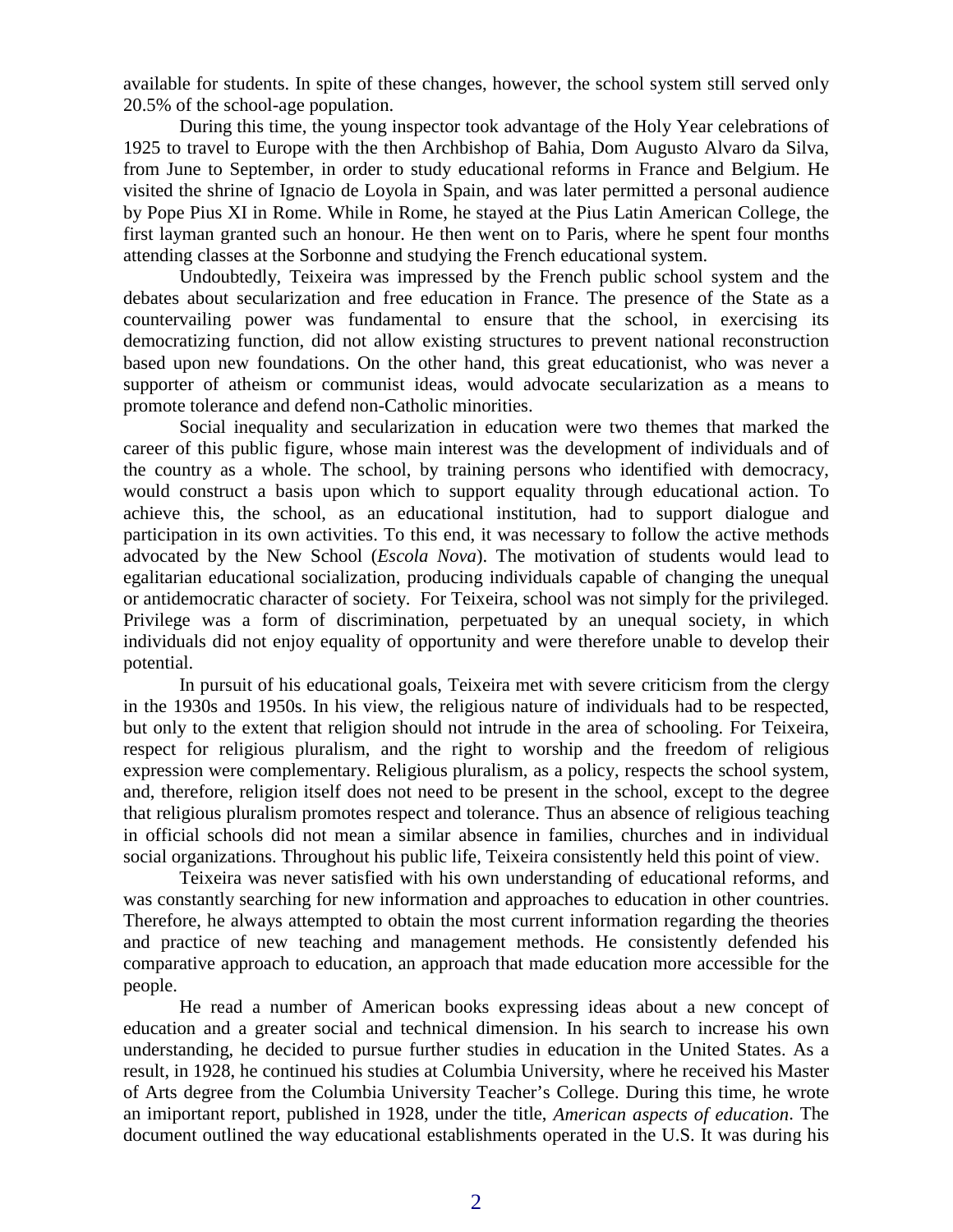available for students. In spite of these changes, however, the school system still served only 20.5% of the school-age population.

During this time, the young inspector took advantage of the Holy Year celebrations of 1925 to travel to Europe with the then Archbishop of Bahia, Dom Augusto Alvaro da Silva, from June to September, in order to study educational reforms in France and Belgium. He visited the shrine of Ignacio de Loyola in Spain, and was later permitted a personal audience by Pope Pius XI in Rome. While in Rome, he stayed at the Pius Latin American College, the first layman granted such an honour. He then went on to Paris, where he spent four months attending classes at the Sorbonne and studying the French educational system.

Undoubtedly, Teixeira was impressed by the French public school system and the debates about secularization and free education in France. The presence of the State as a countervailing power was fundamental to ensure that the school, in exercising its democratizing function, did not allow existing structures to prevent national reconstruction based upon new foundations. On the other hand, this great educationist, who was never a supporter of atheism or communist ideas, would advocate secularization as a means to promote tolerance and defend non-Catholic minorities.

Social inequality and secularization in education were two themes that marked the career of this public figure, whose main interest was the development of individuals and of the country as a whole. The school, by training persons who identified with democracy, would construct a basis upon which to support equality through educational action. To achieve this, the school, as an educational institution, had to support dialogue and participation in its own activities. To this end, it was necessary to follow the active methods advocated by the New School (*Escola Nova*). The motivation of students would lead to egalitarian educational socialization, producing individuals capable of changing the unequal or antidemocratic character of society. For Teixeira, school was not simply for the privileged. Privilege was a form of discrimination, perpetuated by an unequal society, in which individuals did not enjoy equality of opportunity and were therefore unable to develop their potential.

In pursuit of his educational goals, Teixeira met with severe criticism from the clergy in the 1930s and 1950s. In his view, the religious nature of individuals had to be respected, but only to the extent that religion should not intrude in the area of schooling. For Teixeira, respect for religious pluralism, and the right to worship and the freedom of religious expression were complementary. Religious pluralism, as a policy, respects the school system, and, therefore, religion itself does not need to be present in the school, except to the degree that religious pluralism promotes respect and tolerance. Thus an absence of religious teaching in official schools did not mean a similar absence in families, churches and in individual social organizations. Throughout his public life, Teixeira consistently held this point of view.

Teixeira was never satisfied with his own understanding of educational reforms, and was constantly searching for new information and approaches to education in other countries. Therefore, he always attempted to obtain the most current information regarding the theories and practice of new teaching and management methods. He consistently defended his comparative approach to education, an approach that made education more accessible for the people.

He read a number of American books expressing ideas about a new concept of education and a greater social and technical dimension. In his search to increase his own understanding, he decided to pursue further studies in education in the United States. As a result, in 1928, he continued his studies at Columbia University, where he received his Master of Arts degree from the Columbia University Teacher's College. During this time, he wrote an imiportant report, published in 1928, under the title, *American aspects of education*. The document outlined the way educational establishments operated in the U.S. It was during his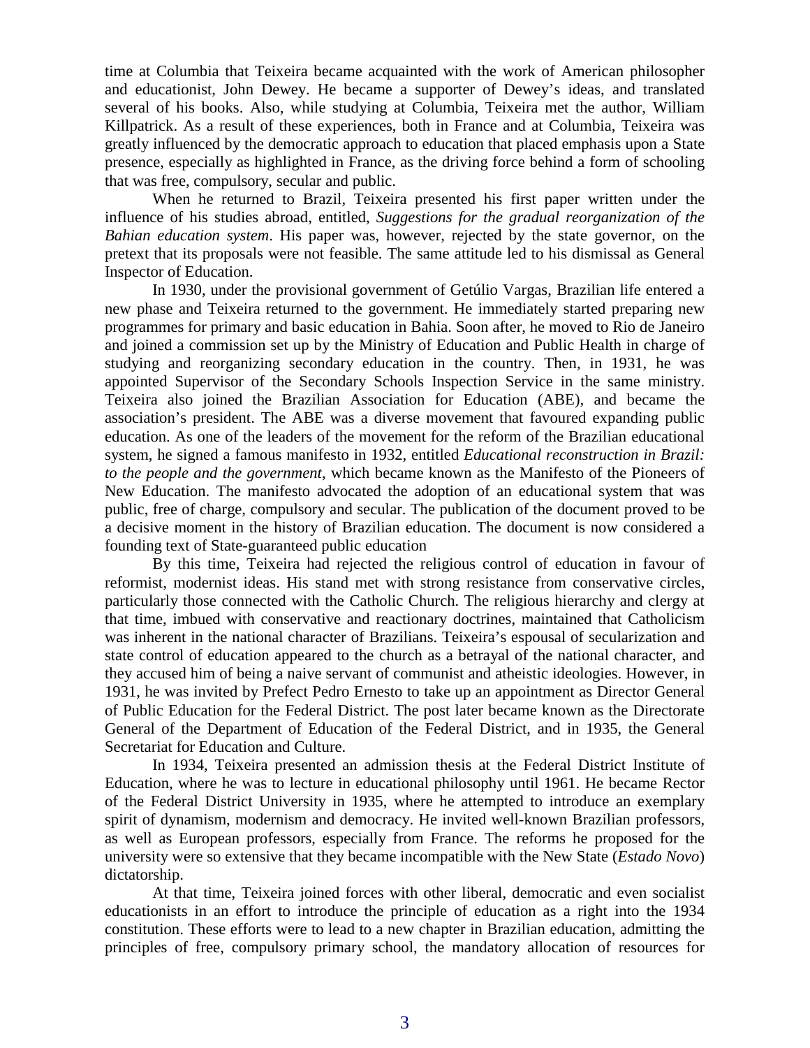time at Columbia that Teixeira became acquainted with the work of American philosopher and educationist, John Dewey. He became a supporter of Dewey's ideas, and translated several of his books. Also, while studying at Columbia, Teixeira met the author, William Killpatrick. As a result of these experiences, both in France and at Columbia, Teixeira was greatly influenced by the democratic approach to education that placed emphasis upon a State presence, especially as highlighted in France, as the driving force behind a form of schooling that was free, compulsory, secular and public.

When he returned to Brazil, Teixeira presented his first paper written under the influence of his studies abroad, entitled, *Suggestions for the gradual reorganization of the Bahian education system*. His paper was, however, rejected by the state governor, on the pretext that its proposals were not feasible. The same attitude led to his dismissal as General Inspector of Education.

In 1930, under the provisional government of Getúlio Vargas, Brazilian life entered a new phase and Teixeira returned to the government. He immediately started preparing new programmes for primary and basic education in Bahia. Soon after, he moved to Rio de Janeiro and joined a commission set up by the Ministry of Education and Public Health in charge of studying and reorganizing secondary education in the country. Then, in 1931, he was appointed Supervisor of the Secondary Schools Inspection Service in the same ministry. Teixeira also joined the Brazilian Association for Education (ABE), and became the association's president. The ABE was a diverse movement that favoured expanding public education. As one of the leaders of the movement for the reform of the Brazilian educational system, he signed a famous manifesto in 1932, entitled *Educational reconstruction in Brazil: to the people and the government*, which became known as the Manifesto of the Pioneers of New Education. The manifesto advocated the adoption of an educational system that was public, free of charge, compulsory and secular. The publication of the document proved to be a decisive moment in the history of Brazilian education. The document is now considered a founding text of State-guaranteed public education

By this time, Teixeira had rejected the religious control of education in favour of reformist, modernist ideas. His stand met with strong resistance from conservative circles, particularly those connected with the Catholic Church. The religious hierarchy and clergy at that time, imbued with conservative and reactionary doctrines, maintained that Catholicism was inherent in the national character of Brazilians. Teixeira's espousal of secularization and state control of education appeared to the church as a betrayal of the national character, and they accused him of being a naive servant of communist and atheistic ideologies. However, in 1931, he was invited by Prefect Pedro Ernesto to take up an appointment as Director General of Public Education for the Federal District. The post later became known as the Directorate General of the Department of Education of the Federal District, and in 1935, the General Secretariat for Education and Culture.

In 1934, Teixeira presented an admission thesis at the Federal District Institute of Education, where he was to lecture in educational philosophy until 1961. He became Rector of the Federal District University in 1935, where he attempted to introduce an exemplary spirit of dynamism, modernism and democracy. He invited well-known Brazilian professors, as well as European professors, especially from France. The reforms he proposed for the university were so extensive that they became incompatible with the New State (*Estado Novo*) dictatorship.

At that time, Teixeira joined forces with other liberal, democratic and even socialist educationists in an effort to introduce the principle of education as a right into the 1934 constitution. These efforts were to lead to a new chapter in Brazilian education, admitting the principles of free, compulsory primary school, the mandatory allocation of resources for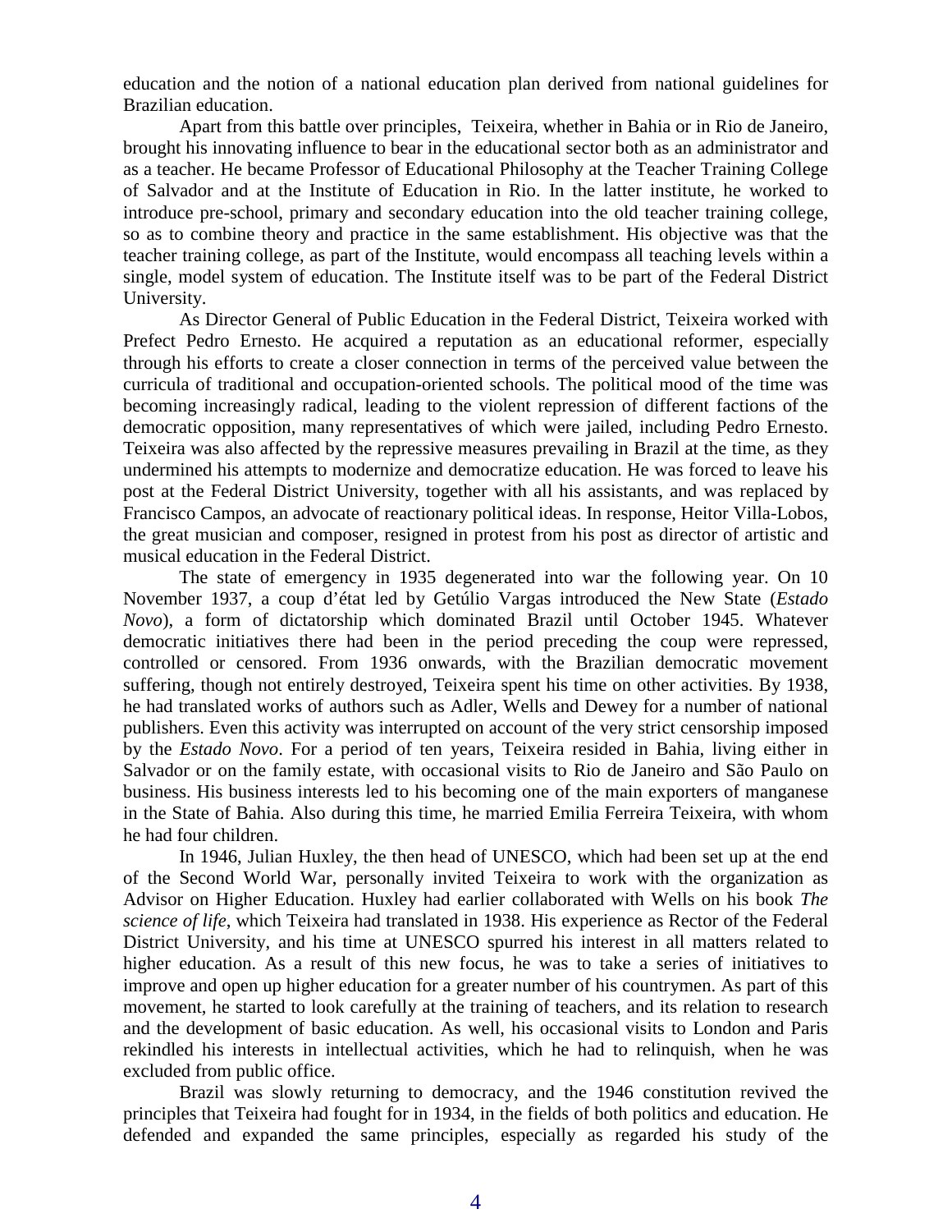education and the notion of a national education plan derived from national guidelines for Brazilian education.

Apart from this battle over principles, Teixeira, whether in Bahia or in Rio de Janeiro, brought his innovating influence to bear in the educational sector both as an administrator and as a teacher. He became Professor of Educational Philosophy at the Teacher Training College of Salvador and at the Institute of Education in Rio. In the latter institute, he worked to introduce pre-school, primary and secondary education into the old teacher training college, so as to combine theory and practice in the same establishment. His objective was that the teacher training college, as part of the Institute, would encompass all teaching levels within a single, model system of education. The Institute itself was to be part of the Federal District University.

As Director General of Public Education in the Federal District, Teixeira worked with Prefect Pedro Ernesto. He acquired a reputation as an educational reformer, especially through his efforts to create a closer connection in terms of the perceived value between the curricula of traditional and occupation-oriented schools. The political mood of the time was becoming increasingly radical, leading to the violent repression of different factions of the democratic opposition, many representatives of which were jailed, including Pedro Ernesto. Teixeira was also affected by the repressive measures prevailing in Brazil at the time, as they undermined his attempts to modernize and democratize education. He was forced to leave his post at the Federal District University, together with all his assistants, and was replaced by Francisco Campos, an advocate of reactionary political ideas. In response, Heitor Villa-Lobos, the great musician and composer, resigned in protest from his post as director of artistic and musical education in the Federal District.

The state of emergency in 1935 degenerated into war the following year. On 10 November 1937, a coup d'état led by Getúlio Vargas introduced the New State (*Estado Novo*), a form of dictatorship which dominated Brazil until October 1945. Whatever democratic initiatives there had been in the period preceding the coup were repressed, controlled or censored. From 1936 onwards, with the Brazilian democratic movement suffering, though not entirely destroyed, Teixeira spent his time on other activities. By 1938, he had translated works of authors such as Adler, Wells and Dewey for a number of national publishers. Even this activity was interrupted on account of the very strict censorship imposed by the *Estado Novo*. For a period of ten years, Teixeira resided in Bahia, living either in Salvador or on the family estate, with occasional visits to Rio de Janeiro and São Paulo on business. His business interests led to his becoming one of the main exporters of manganese in the State of Bahia. Also during this time, he married Emilia Ferreira Teixeira, with whom he had four children.

In 1946, Julian Huxley, the then head of UNESCO, which had been set up at the end of the Second World War, personally invited Teixeira to work with the organization as Advisor on Higher Education. Huxley had earlier collaborated with Wells on his book *The science of life*, which Teixeira had translated in 1938. His experience as Rector of the Federal District University, and his time at UNESCO spurred his interest in all matters related to higher education. As a result of this new focus, he was to take a series of initiatives to improve and open up higher education for a greater number of his countrymen. As part of this movement, he started to look carefully at the training of teachers, and its relation to research and the development of basic education. As well, his occasional visits to London and Paris rekindled his interests in intellectual activities, which he had to relinquish, when he was excluded from public office.

Brazil was slowly returning to democracy, and the 1946 constitution revived the principles that Teixeira had fought for in 1934, in the fields of both politics and education. He defended and expanded the same principles, especially as regarded his study of the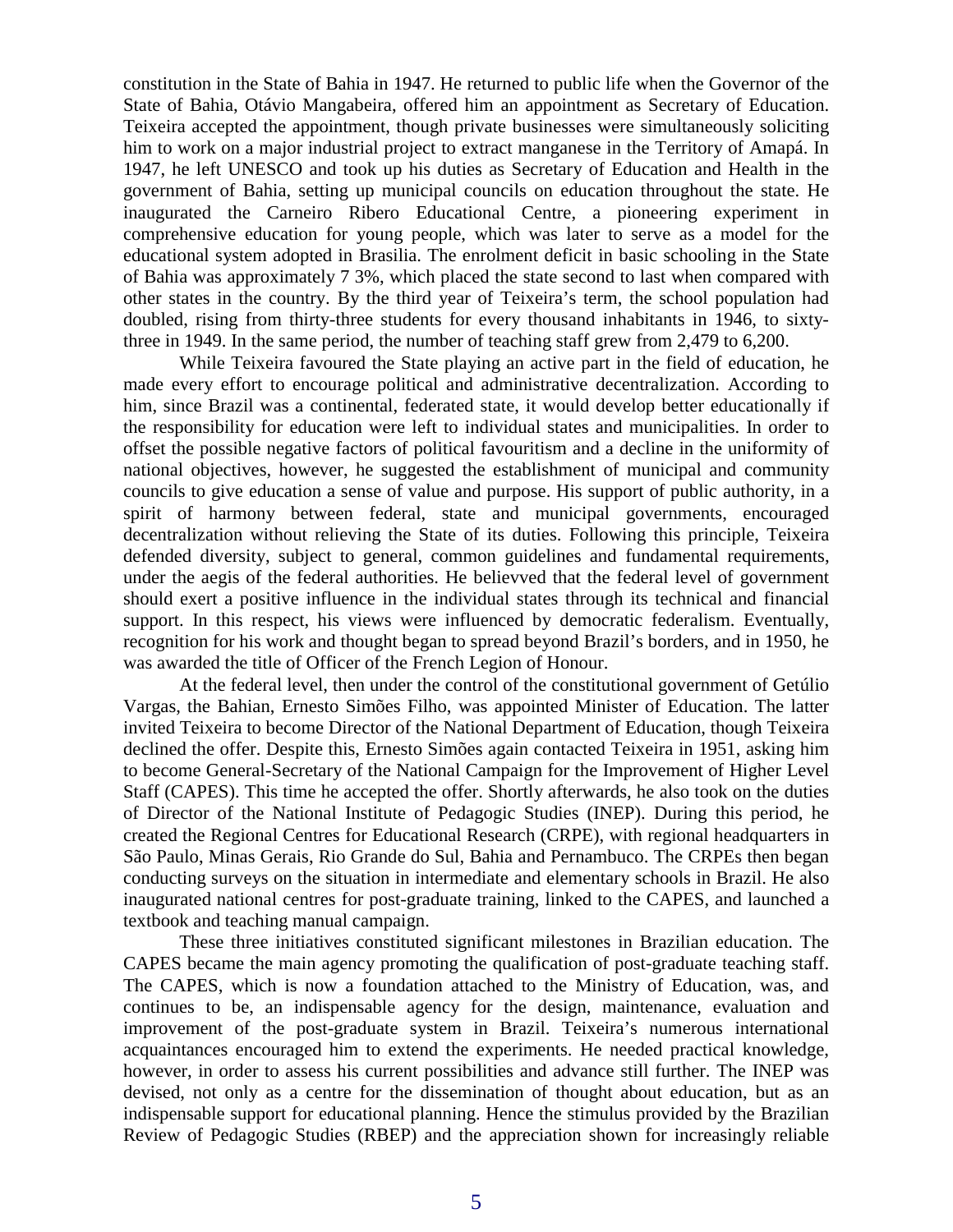constitution in the State of Bahia in 1947. He returned to public life when the Governor of the State of Bahia, Otávio Mangabeira, offered him an appointment as Secretary of Education. Teixeira accepted the appointment, though private businesses were simultaneously soliciting him to work on a major industrial project to extract manganese in the Territory of Amapá. In 1947, he left UNESCO and took up his duties as Secretary of Education and Health in the government of Bahia, setting up municipal councils on education throughout the state. He inaugurated the Carneiro Ribero Educational Centre, a pioneering experiment in comprehensive education for young people, which was later to serve as a model for the educational system adopted in Brasilia. The enrolment deficit in basic schooling in the State of Bahia was approximately 7 3%, which placed the state second to last when compared with other states in the country. By the third year of Teixeira's term, the school population had doubled, rising from thirty-three students for every thousand inhabitants in 1946, to sixty-three in 1949. In the same period, the number of teaching staff grew from 2,479 to 6,200.

While Teixeira favoured the State playing an active part in the field of education, he made every effort to encourage political and administrative decentralization. According to him, since Brazil was a continental, federated state, it would develop better educationally if the responsibility for education were left to individual states and municipalities. In order to offset the possible negative factors of political favouritism and a decline in the uniformity of national objectives, however, he suggested the establishment of municipal and community councils to give education a sense of value and purpose. His support of public authority, in a spirit of harmony between federal, state and municipal governments, encouraged decentralization without relieving the State of its duties. Following this principle, Teixeira defended diversity, subject to general, common guidelines and fundamental requirements, under the aegis of the federal authorities. He believved that the federal level of government should exert a positive influence in the individual states through its technical and financial support. In this respect, his views were influenced by democratic federalism. Eventually, recognition for his work and thought began to spread beyond Brazil's borders, and in 1950, he was awarded the title of Officer of the French Legion of Honour.

At the federal level, then under the control of the constitutional government of Getúlio Vargas, the Bahian, Ernesto Simões Filho, was appointed Minister of Education. The latter invited Teixeira to become Director of the National Department of Education, though Teixeira declined the offer. Despite this, Ernesto Simões again contacted Teixeira in 1951, asking him to become General-Secretary of the National Campaign for the Improvement of Higher Level Staff (CAPES). This time he accepted the offer. Shortly afterwards, he also took on the duties of Director of the National Institute of Pedagogic Studies (INEP). During this period, he created the Regional Centres for Educational Research (CRPE), with regional headquarters in São Paulo, Minas Gerais, Rio Grande do Sul, Bahia and Pernambuco. The CRPEs then began conducting surveys on the situation in intermediate and elementary schools in Brazil. He also inaugurated national centres for post-graduate training, linked to the CAPES, and launched a textbook and teaching manual campaign.

These three initiatives constituted significant milestones in Brazilian education. The CAPES became the main agency promoting the qualification of post-graduate teaching staff. The CAPES, which is now a foundation attached to the Ministry of Education, was, and continues to be, an indispensable agency for the design, maintenance, evaluation and improvement of the post-graduate system in Brazil. Teixeira's numerous international acquaintances encouraged him to extend the experiments. He needed practical knowledge, however, in order to assess his current possibilities and advance still further. The INEP was devised, not only as a centre for the dissemination of thought about education, but as an indispensable support for educational planning. Hence the stimulus provided by the Brazilian Review of Pedagogic Studies (RBEP) and the appreciation shown for increasingly reliable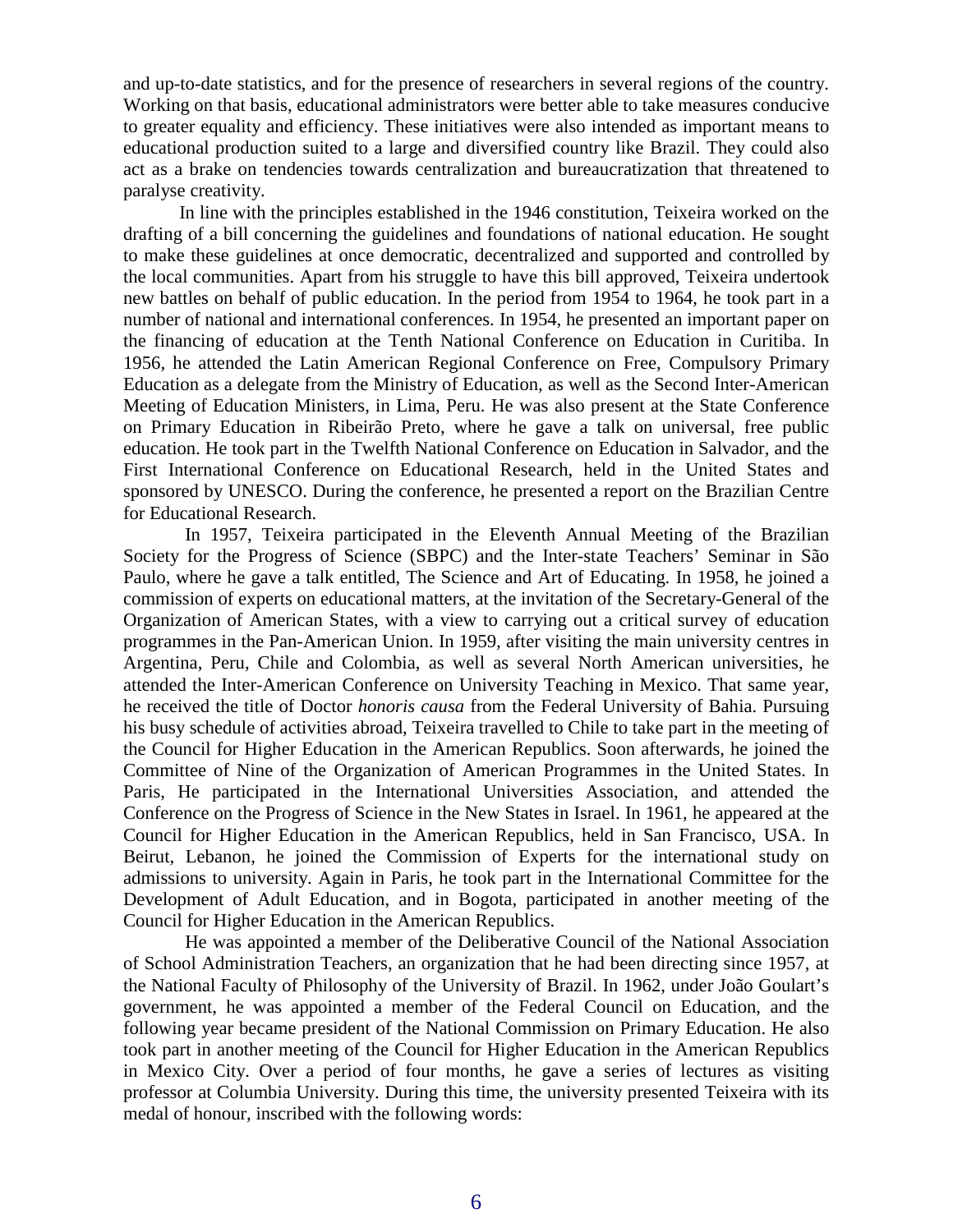and up-to-date statistics, and for the presence of researchers in several regions of the country. Working on that basis, educational administrators were better able to take measures conducive to greater equality and efficiency. These initiatives were also intended as important means to educational production suited to a large and diversified country like Brazil. They could also act as a brake on tendencies towards centralization and bureaucratization that threatened to paralyse creativity.

In line with the principles established in the 1946 constitution, Teixeira worked on the drafting of a bill concerning the guidelines and foundations of national education. He sought to make these guidelines at once democratic, decentralized and supported and controlled by the local communities. Apart from his struggle to have this bill approved, Teixeira undertook new battles on behalf of public education. In the period from 1954 to 1964, he took part in a number of national and international conferences. In 1954, he presented an important paper on the financing of education at the Tenth National Conference on Education in Curitiba. In 1956, he attended the Latin American Regional Conference on Free, Compulsory Primary Education as a delegate from the Ministry of Education, as well as the Second Inter-American Meeting of Education Ministers, in Lima, Peru. He was also present at the State Conference on Primary Education in Ribeirão Preto, where he gave a talk on universal, free public education. He took part in the Twelfth National Conference on Education in Salvador, and the First International Conference on Educational Research, held in the United States and sponsored by UNESCO. During the conference, he presented a report on the Brazilian Centre for Educational Research.

In 1957, Teixeira participated in the Eleventh Annual Meeting of the Brazilian Society for the Progress of Science (SBPC) and the Inter-state Teachers' Seminar in São Paulo, where he gave a talk entitled, The Science and Art of Educating. In 1958, he joined a commission of experts on educational matters, at the invitation of the Secretary-General of the Organization of American States, with a view to carrying out a critical survey of education programmes in the Pan-American Union. In 1959, after visiting the main university centres in Argentina, Peru, Chile and Colombia, as well as several North American universities, he attended the Inter-American Conference on University Teaching in Mexico. That same year, he received the title of Doctor *honoris causa* from the Federal University of Bahia. Pursuing his busy schedule of activities abroad, Teixeira travelled to Chile to take part in the meeting of the Council for Higher Education in the American Republics. Soon afterwards, he joined the Committee of Nine of the Organization of American Programmes in the United States. In Paris, He participated in the International Universities Association, and attended the Conference on the Progress of Science in the New States in Israel. In 1961, he appeared at the Council for Higher Education in the American Republics, held in San Francisco, USA. In Beirut, Lebanon, he joined the Commission of Experts for the international study on admissions to university. Again in Paris, he took part in the International Committee for the Development of Adult Education, and in Bogota, participated in another meeting of the Council for Higher Education in the American Republics.

He was appointed a member of the Deliberative Council of the National Association of School Administration Teachers, an organization that he had been directing since 1957, at the National Faculty of Philosophy of the University of Brazil. In 1962, under João Goulart's government, he was appointed a member of the Federal Council on Education, and the following year became president of the National Commission on Primary Education. He also took part in another meeting of the Council for Higher Education in the American Republics in Mexico City. Over a period of four months, he gave a series of lectures as visiting professor at Columbia University. During this time, the university presented Teixeira with its medal of honour, inscribed with the following words: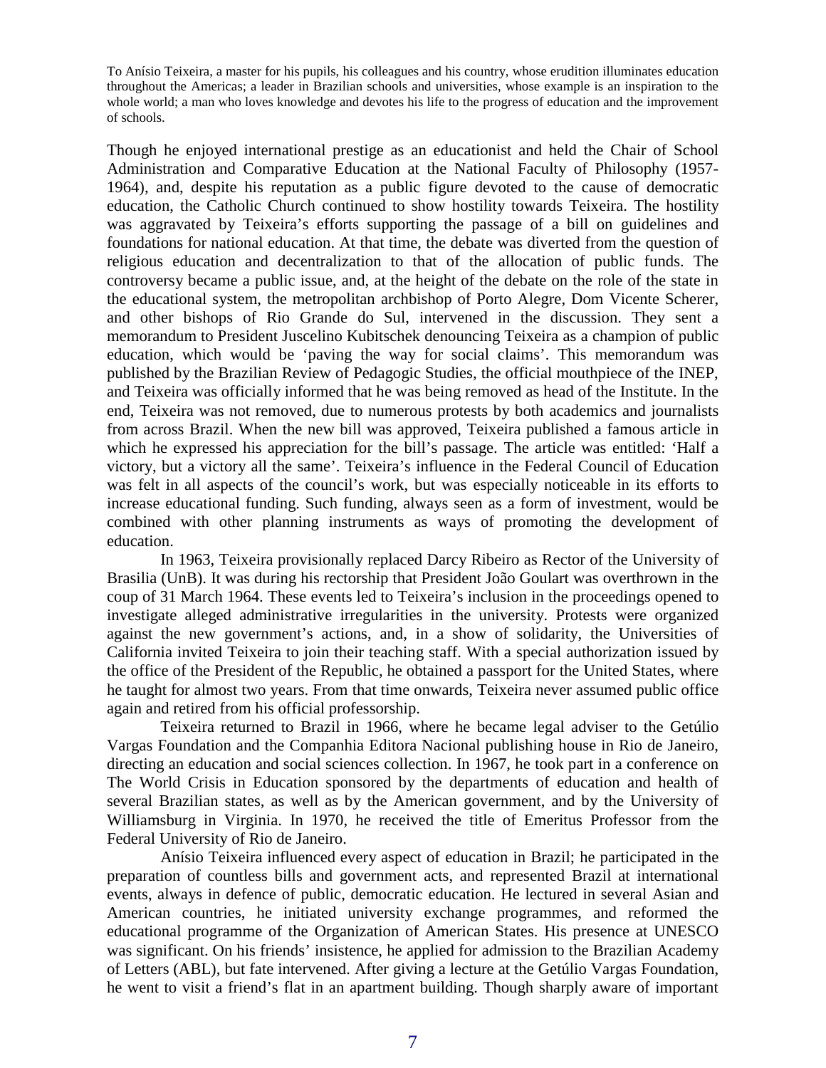To Anísio Teixeira, a master for his pupils, his colleagues and his country, whose erudition illuminates education throughout the Americas; a leader in Brazilian schools and universities, whose example is an inspiration to the whole world; a man who loves knowledge and devotes his life to the progress of education and the improvement of schools.

Though he enjoyed international prestige as an educationist and held the Chair of School Administration and Comparative Education at the National Faculty of Philosophy (1957-1964), and, despite his reputation as a public figure devoted to the cause of democratic education, the Catholic Church continued to show hostility towards Teixeira. The hostility was aggravated by Teixeira's efforts supporting the passage of a bill on guidelines and foundations for national education. At that time, the debate was diverted from the question of religious education and decentralization to that of the allocation of public funds. The controversy became a public issue, and, at the height of the debate on the role of the state in the educational system, the metropolitan archbishop of Porto Alegre, Dom Vicente Scherer, and other bishops of Rio Grande do Sul, intervened in the discussion. They sent a memorandum to President Juscelino Kubitschek denouncing Teixeira as a champion of public education, which would be 'paving the way for social claims'. This memorandum was published by the Brazilian Review of Pedagogic Studies, the official mouthpiece of the INEP, and Teixeira was officially informed that he was being removed as head of the Institute. In the end, Teixeira was not removed, due to numerous protests by both academics and journalists from across Brazil. When the new bill was approved, Teixeira published a famous article in which he expressed his appreciation for the bill's passage. The article was entitled: 'Half a victory, but a victory all the same'. Teixeira's influence in the Federal Council of Education was felt in all aspects of the council's work, but was especially noticeable in its efforts to increase educational funding. Such funding, always seen as a form of investment, would be combined with other planning instruments as ways of promoting the development of education.

In 1963, Teixeira provisionally replaced Darcy Ribeiro as Rector of the University of Brasilia (UnB). It was during his rectorship that President João Goulart was overthrown in the coup of 31 March 1964. These events led to Teixeira's inclusion in the proceedings opened to investigate alleged administrative irregularities in the university. Protests were organized against the new government's actions, and, in a show of solidarity, the Universities of California invited Teixeira to join their teaching staff. With a special authorization issued by the office of the President of the Republic, he obtained a passport for the United States, where he taught for almost two years. From that time onwards, Teixeira never assumed public office again and retired from his official professorship.

Teixeira returned to Brazil in 1966, where he became legal adviser to the Getúlio Vargas Foundation and the Companhia Editora Nacional publishing house in Rio de Janeiro, directing an education and social sciences collection. In 1967, he took part in a conference on The World Crisis in Education sponsored by the departments of education and health of several Brazilian states, as well as by the American government, and by the University of Williamsburg in Virginia. In 1970, he received the title of Emeritus Professor from the Federal University of Rio de Janeiro.

Anísio Teixeira influenced every aspect of education in Brazil; he participated in the preparation of countless bills and government acts, and represented Brazil at international events, always in defence of public, democratic education. He lectured in several Asian and American countries, he initiated university exchange programmes, and reformed the educational programme of the Organization of American States. His presence at UNESCO was significant. On his friends' insistence, he applied for admission to the Brazilian Academy of Letters (ABL), but fate intervened. After giving a lecture at the Getúlio Vargas Foundation, he went to visit a friend's flat in an apartment building. Though sharply aware of important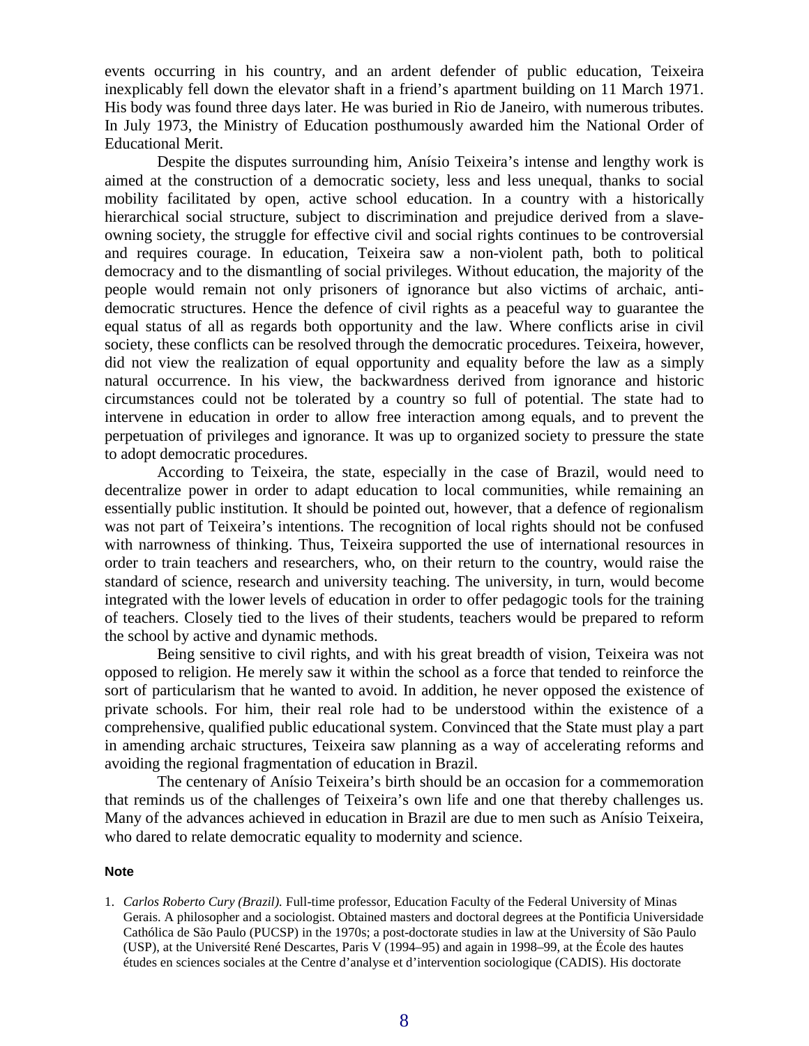events occurring in his country, and an ardent defender of public education, Teixeira inexplicably fell down the elevator shaft in a friend's apartment building on 11 March 1971. His body was found three days later. He was buried in Rio de Janeiro, with numerous tributes. In July 1973, the Ministry of Education posthumously awarded him the National Order of Educational Merit.

Despite the disputes surrounding him, Anísio Teixeira's intense and lengthy work is aimed at the construction of a democratic society, less and less unequal, thanks to social mobility facilitated by open, active school education. In a country with a historically hierarchical social structure, subject to discrimination and prejudice derived from a slave-owning society, the struggle for effective civil and social rights continues to be controversial and requires courage. In education, Teixeira saw a non-violent path, both to political democracy and to the dismantling of social privileges. Without education, the majority of the people would remain not only prisoners of ignorance but also victims of archaic, anti-democratic structures. Hence the defence of civil rights as a peaceful way to guarantee the equal status of all as regards both opportunity and the law. Where conflicts arise in civil society, these conflicts can be resolved through the democratic procedures. Teixeira, however, did not view the realization of equal opportunity and equality before the law as a simply natural occurrence. In his view, the backwardness derived from ignorance and historic circumstances could not be tolerated by a country so full of potential. The state had to intervene in education in order to allow free interaction among equals, and to prevent the perpetuation of privileges and ignorance. It was up to organized society to pressure the state to adopt democratic procedures.

According to Teixeira, the state, especially in the case of Brazil, would need to decentralize power in order to adapt education to local communities, while remaining an essentially public institution. It should be pointed out, however, that a defence of regionalism was not part of Teixeira's intentions. The recognition of local rights should not be confused with narrowness of thinking. Thus, Teixeira supported the use of international resources in order to train teachers and researchers, who, on their return to the country, would raise the standard of science, research and university teaching. The university, in turn, would become integrated with the lower levels of education in order to offer pedagogic tools for the training of teachers. Closely tied to the lives of their students, teachers would be prepared to reform the school by active and dynamic methods.

Being sensitive to civil rights, and with his great breadth of vision, Teixeira was not opposed to religion. He merely saw it within the school as a force that tended to reinforce the sort of particularism that he wanted to avoid. In addition, he never opposed the existence of private schools. For him, their real role had to be understood within the existence of a comprehensive, qualified public educational system. Convinced that the State must play a part in amending archaic structures, Teixeira saw planning as a way of accelerating reforms and avoiding the regional fragmentation of education in Brazil.

The centenary of Anísio Teixeira's birth should be an occasion for a commemoration that reminds us of the challenges of Teixeira's own life and one that thereby challenges us. Many of the advances achieved in education in Brazil are due to men such as Anísio Teixeira, who dared to relate democratic equality to modernity and science.

#### Note

1. *Carlos Roberto Cury (Brazil).* Full-time professor, Education Faculty of the Federal University of Minas Gerais. A philosopher and a sociologist. Obtained masters and doctoral degrees at the Pontificia Universidade Cathólica de São Paulo (PUCSP) in the 1970s; a post-doctorate studies in law at the University of São Paulo (USP), at the Université René Descartes, Paris V (1994–95) and again in 1998–99, at the École des hautes études en sciences sociales at the Centre d'analyse et d'intervention sociologique (CADIS). His doctorate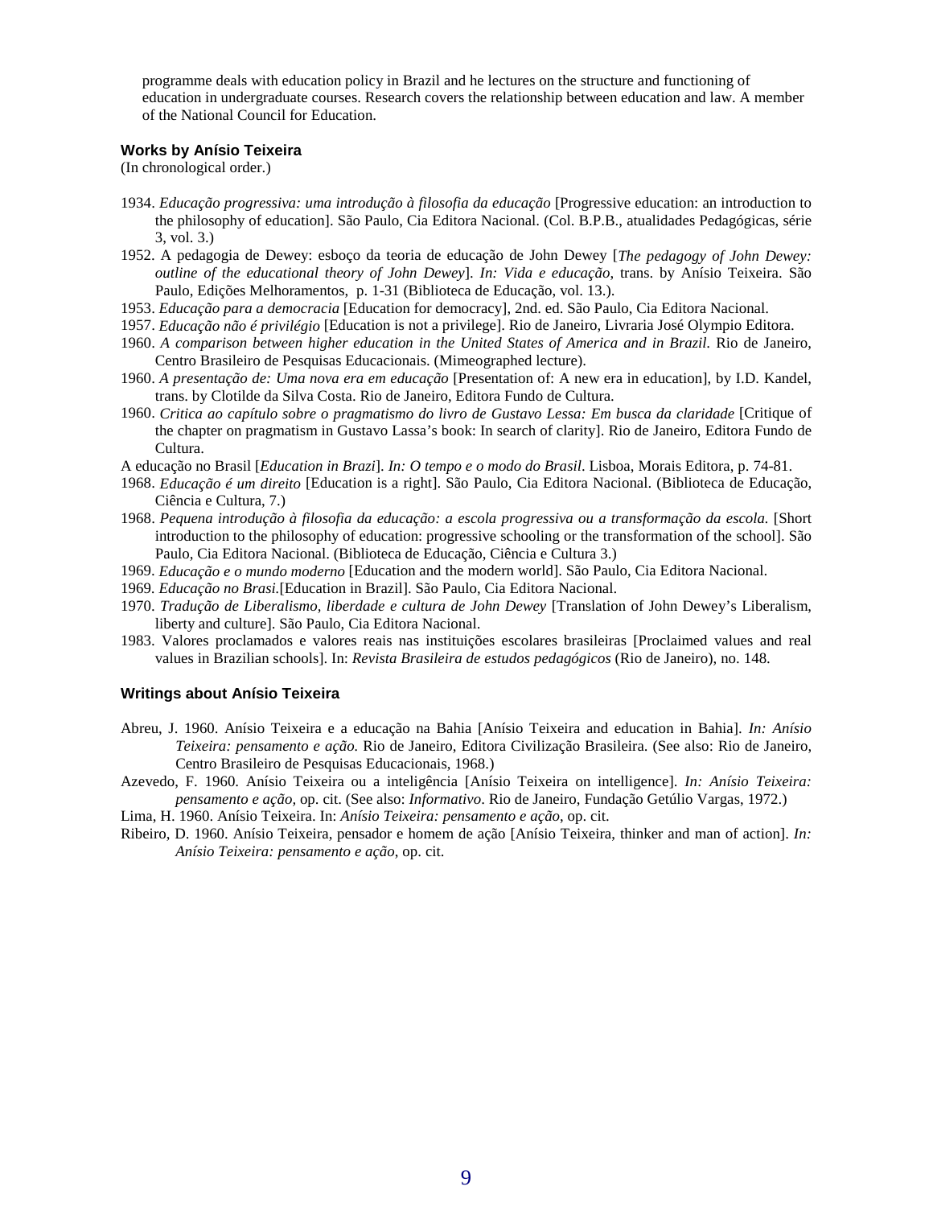programme deals with education policy in Brazil and he lectures on the structure and functioning of education in undergraduate courses. Research covers the relationship between education and law. A member of the National Council for Education.

### Works by Anísio Teixeira

(In chronological order.)

1934. *Educação progressiva: uma introdução à filosofia da educação* [Progressive education: an introduction to the philosophy of education]. São Paulo, Cia Editora Nacional. (Col. B.P.B., atualidades Pedagógicas, série 3, vol. 3.)

1952. A pedagogia de Dewey: esboço da teoria de educação de John Dewey [*The pedagogy of John Dewey: outline of the educational theory of John Dewey*]. *In: Vida e educação*, trans. by Anísio Teixeira. São Paulo, Edições Melhoramentos, p. 1-31 (Biblioteca de Educação, vol. 13.).

1953. *Educação para a democracia* [Education for democracy], 2nd. ed. São Paulo, Cia Editora Nacional.

1957. *Educação não é privilégio* [Education is not a privilege]. Rio de Janeiro, Livraria José Olympio Editora.

1960. *A comparison between higher education in the United States of America and in Brazil*. Rio de Janeiro, Centro Brasileiro de Pesquisas Educacionais. (Mimeographed lecture).

1960. *A presentação de: Uma nova era em educação* [Presentation of: A new era in education], by I.D. Kandel, trans. by Clotilde da Silva Costa. Rio de Janeiro, Editora Fundo de Cultura.

1960. *Critica ao capítulo sobre o pragmatismo do livro de Gustavo Lessa: Em busca da claridade* [Critique of the chapter on pragmatism in Gustavo Lassa's book: In search of clarity]. Rio de Janeiro, Editora Fundo de Cultura.

A educação no Brasil [*Education in Brazi*]. *In: O tempo e o modo do Brasil*. Lisboa, Morais Editora, p. 74-81.

1968. *Educação é um direito* [Education is a right]. São Paulo, Cia Editora Nacional. (Biblioteca de Educação, Ciência e Cultura, 7.)

1968. *Pequena introdução à filosofia da educação: a escola progressiva ou a transformação da escola.* [Short introduction to the philosophy of education: progressive schooling or the transformation of the school]. São Paulo, Cia Editora Nacional. (Biblioteca de Educação, Ciência e Cultura 3.)

1969. *Educação e o mundo moderno* [Education and the modern world]. São Paulo, Cia Editora Nacional.

1969. *Educação no Brasi.*[Education in Brazil]. São Paulo, Cia Editora Nacional.

1970. *Tradução de Liberalismo, liberdade e cultura de John Dewey* [Translation of John Dewey's Liberalism, liberty and culture]. São Paulo, Cia Editora Nacional.

1983. Valores proclamados e valores reais nas instituições escolares brasileiras [Proclaimed values and real values in Brazilian schools]. In: *Revista Brasileira de estudos pedagógicos* (Rio de Janeiro), no. 148.

### Writings about Anísio Teixeira

Abreu, J. 1960. Anísio Teixeira e a educação na Bahia [Anísio Teixeira and education in Bahia]. *In: Anísio Teixeira: pensamento e ação.* Rio de Janeiro, Editora Civilização Brasileira. (See also: Rio de Janeiro, Centro Brasileiro de Pesquisas Educacionais, 1968.)

Azevedo, F. 1960. Anísio Teixeira ou a inteligência [Anísio Teixeira on intelligence]. *In: Anísio Teixeira: pensamento e ação,* op. cit. (See also: *Informativo*. Rio de Janeiro, Fundação Getúlio Vargas, 1972.)

Lima, H. 1960. Anísio Teixeira. In: *Anísio Teixeira: pensamento e ação*, op. cit.

Ribeiro, D. 1960. Anísio Teixeira, pensador e homem de ação [Anísio Teixeira, thinker and man of action]. *In: Anísio Teixeira: pensamento e ação*, op. cit.